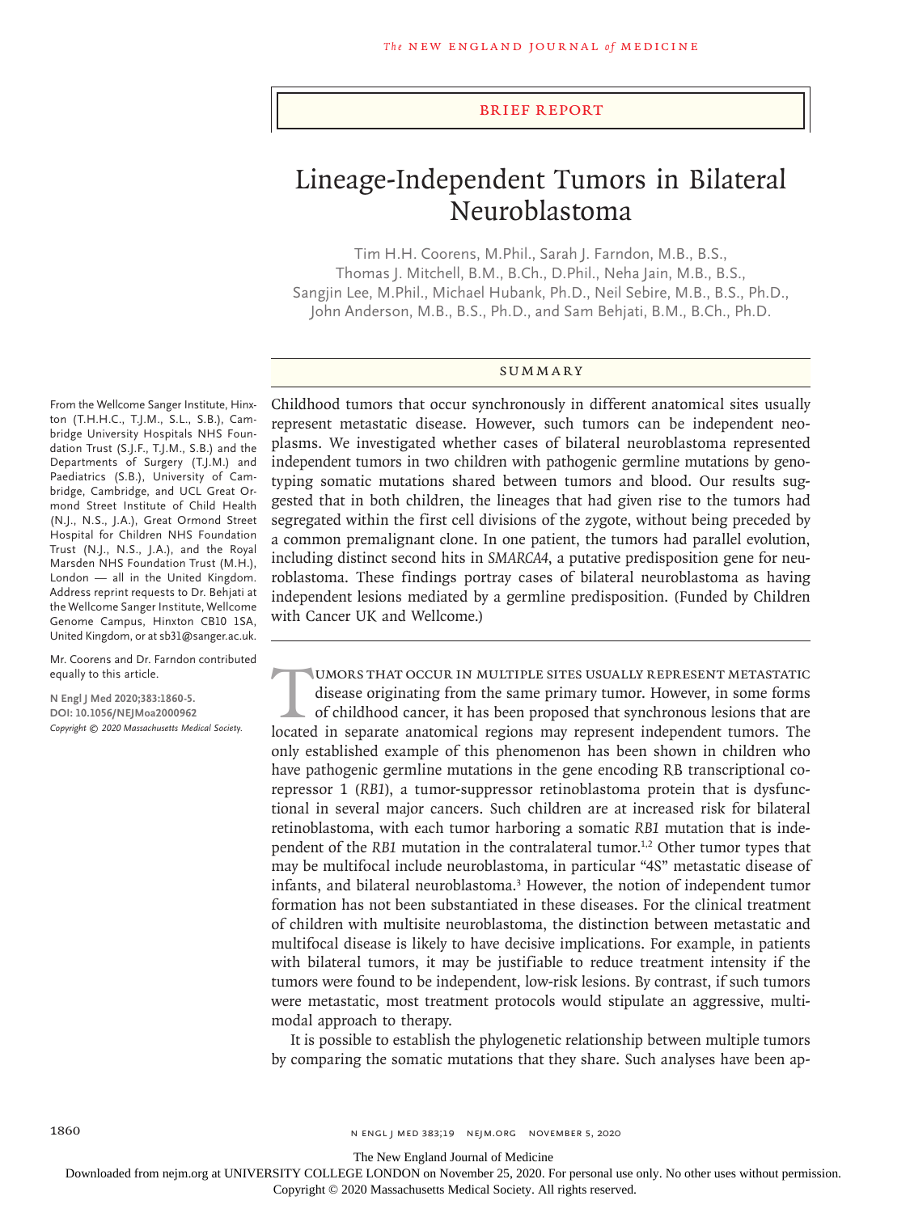BRIEF REPORT

# Lineage-Independent Tumors in Bilateral Neuroblastoma

Tim H.H. Coorens, M.Phil., Sarah J. Farndon, M.B., B.S., Thomas J. Mitchell, B.M., B.Ch., D.Phil., Neha Jain, M.B., B.S., Sangjin Lee, M.Phil., Michael Hubank, Ph.D., Neil Sebire, M.B., B.S., Ph.D., John Anderson, M.B., B.S., Ph.D., and Sam Behjati, B.M., B.Ch., Ph.D.

## SUMMARY

Childhood tumors that occur synchronously in different anatomical sites usually represent metastatic disease. However, such tumors can be independent neoplasms. We investigated whether cases of bilateral neuroblastoma represented independent tumors in two children with pathogenic germline mutations by genotyping somatic mutations shared between tumors and blood. Our results suggested that in both children, the lineages that had given rise to the tumors had segregated within the first cell divisions of the zygote, without being preceded by a common premalignant clone. In one patient, the tumors had parallel evolution, including distinct second hits in *SMARCA4*, a putative predisposition gene for neuroblastoma. These findings portray cases of bilateral neuroblastoma as having independent lesions mediated by a germline predisposition. (Funded by Children with Cancer UK and Wellcome.)

From the Wellcome Sanger Institute, Hinxton (T.H.H.C., T.J.M., S.L., S.B.), Cambridge University Hospitals NHS Foundation Trust (S.J.F., T.J.M., S.B.) and the Departments of Surgery (T.J.M.) and Paediatrics (S.B.), University of Cambridge, Cambridge, and UCL Great Ormond Street Institute of Child Health (N.J., N.S., J.A.), Great Ormond Street Hospital for Children NHS Foundation Trust (N.J., N.S., J.A.), and the Royal Marsden NHS Foundation Trust (M.H.), London — all in the United Kingdom. Address reprint requests to Dr. Behjati at the Wellcome Sanger Institute, Wellcome Genome Campus, Hinxton CB10 1SA, United Kingdom, or at sb31@sanger.ac.uk.

Mr. Coorens and Dr. Farndon contributed equally to this article.

**N Engl J Med 2020;383:1860-5.**
**DOI: 10.1056/NEJMoa2000962**
*Copyright © 2020 Massachusetts Medical Society.*

Tumors that occur in multiple sites usually represent metastatic disease originating from the same primary tumor. However, in some forms of childhood cancer, it has been proposed that synchronous lesions that are located in separate anatomical regions may represent independent tumors. The only established example of this phenomenon has been shown in children who have pathogenic germline mutations in the gene encoding RB transcriptional corepressor 1 (*RB1*), a tumor-suppressor retinoblastoma protein that is dysfunctional in several major cancers. Such children are at increased risk for bilateral retinoblastoma, with each tumor harboring a somatic *RB1* mutation that is independent of the *RB1* mutation in the contralateral tumor.[1,2] Other tumor types that may be multifocal include neuroblastoma, in particular "4S" metastatic disease of infants, and bilateral neuroblastoma.[3] However, the notion of independent tumor formation has not been substantiated in these diseases. For the clinical treatment of children with multisite neuroblastoma, the distinction between metastatic and multifocal disease is likely to have decisive implications. For example, in patients with bilateral tumors, it may be justifiable to reduce treatment intensity if the tumors were found to be independent, low-risk lesions. By contrast, if such tumors were metastatic, most treatment protocols would stipulate an aggressive, multimodal approach to therapy.

It is possible to establish the phylogenetic relationship between multiple tumors by comparing the somatic mutations that they share. Such analyses have been ap-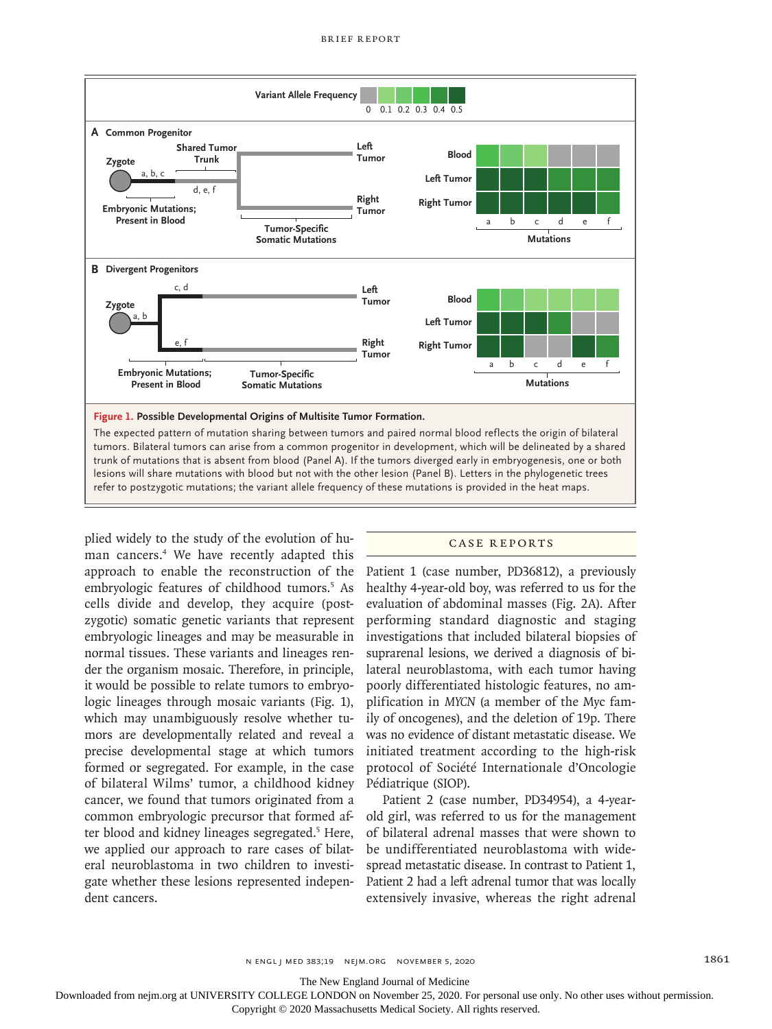Figure 1. Possible Developmental Origins of Multisite Tumor Formation.

The expected pattern of mutation sharing between tumors and paired normal blood reflects the origin of bilateral tumors. Bilateral tumors can arise from a common progenitor in development, which will be delineated by a shared trunk of mutations that is absent from blood (Panel A). If the tumors diverged early in embryogenesis, one or both lesions will share mutations with blood but not with the other lesion (Panel B). Letters in the phylogenetic trees refer to postzygotic mutations; the variant allele frequency of these mutations is provided in the heat maps.

plied widely to the study of the evolution of human cancers.[4] We have recently adapted this approach to enable the reconstruction of the embryologic features of childhood tumors.[5] As cells divide and develop, they acquire (postzygotic) somatic genetic variants that represent embryologic lineages and may be measurable in normal tissues. These variants and lineages render the organism mosaic. Therefore, in principle, it would be possible to relate tumors to embryologic lineages through mosaic variants (Fig. 1), which may unambiguously resolve whether tumors are developmentally related and reveal a precise developmental stage at which tumors formed or segregated. For example, in the case of bilateral Wilms' tumor, a childhood kidney cancer, we found that tumors originated from a common embryologic precursor that formed after blood and kidney lineages segregated.[5] Here, we applied our approach to rare cases of bilateral neuroblastoma in two children to investigate whether these lesions represented independent cancers.

## Case Reports

Patient 1 (case number, PD36812), a previously healthy 4-year-old boy, was referred to us for the evaluation of abdominal masses (Fig. 2A). After performing standard diagnostic and staging investigations that included bilateral biopsies of suprarenal lesions, we derived a diagnosis of bilateral neuroblastoma, with each tumor having poorly differentiated histologic features, no amplification in *MYCN* (a member of the Myc family of oncogenes), and the deletion of 19p. There was no evidence of distant metastatic disease. We initiated treatment according to the high-risk protocol of Société Internationale d'Oncologie Pédiatrique (SIOP).

Patient 2 (case number, PD34954), a 4-year-old girl, was referred to us for the management of bilateral adrenal masses that were shown to be undifferentiated neuroblastoma with widespread metastatic disease. In contrast to Patient 1, Patient 2 had a left adrenal tumor that was locally extensively invasive, whereas the right adrenal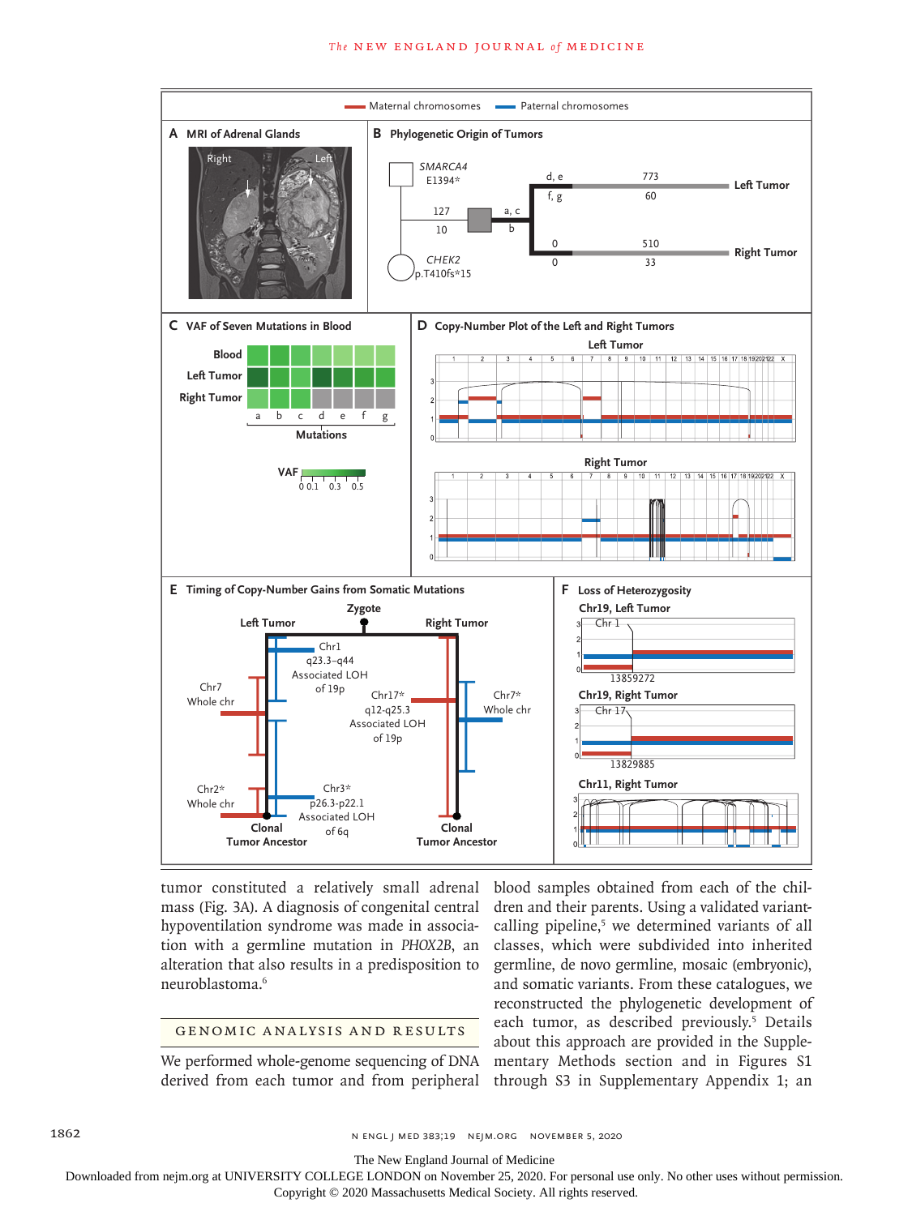tumor constituted a relatively small adrenal mass (Fig. 3A). A diagnosis of congenital central hypoventilation syndrome was made in association with a germline mutation in *PHOX2B*, an alteration that also results in a predisposition to neuroblastoma.[6]

## Genomic Analysis and Results

We performed whole-genome sequencing of DNA derived from each tumor and from peripheral blood samples obtained from each of the children and their parents. Using a validated variant-calling pipeline,[5] we determined variants of all classes, which were subdivided into inherited germline, de novo germline, mosaic (embryonic), and somatic variants. From these catalogues, we reconstructed the phylogenetic development of each tumor, as described previously.[5] Details about this approach are provided in the Supplementary Methods section and in Figures S1 through S3 in Supplementary Appendix 1; an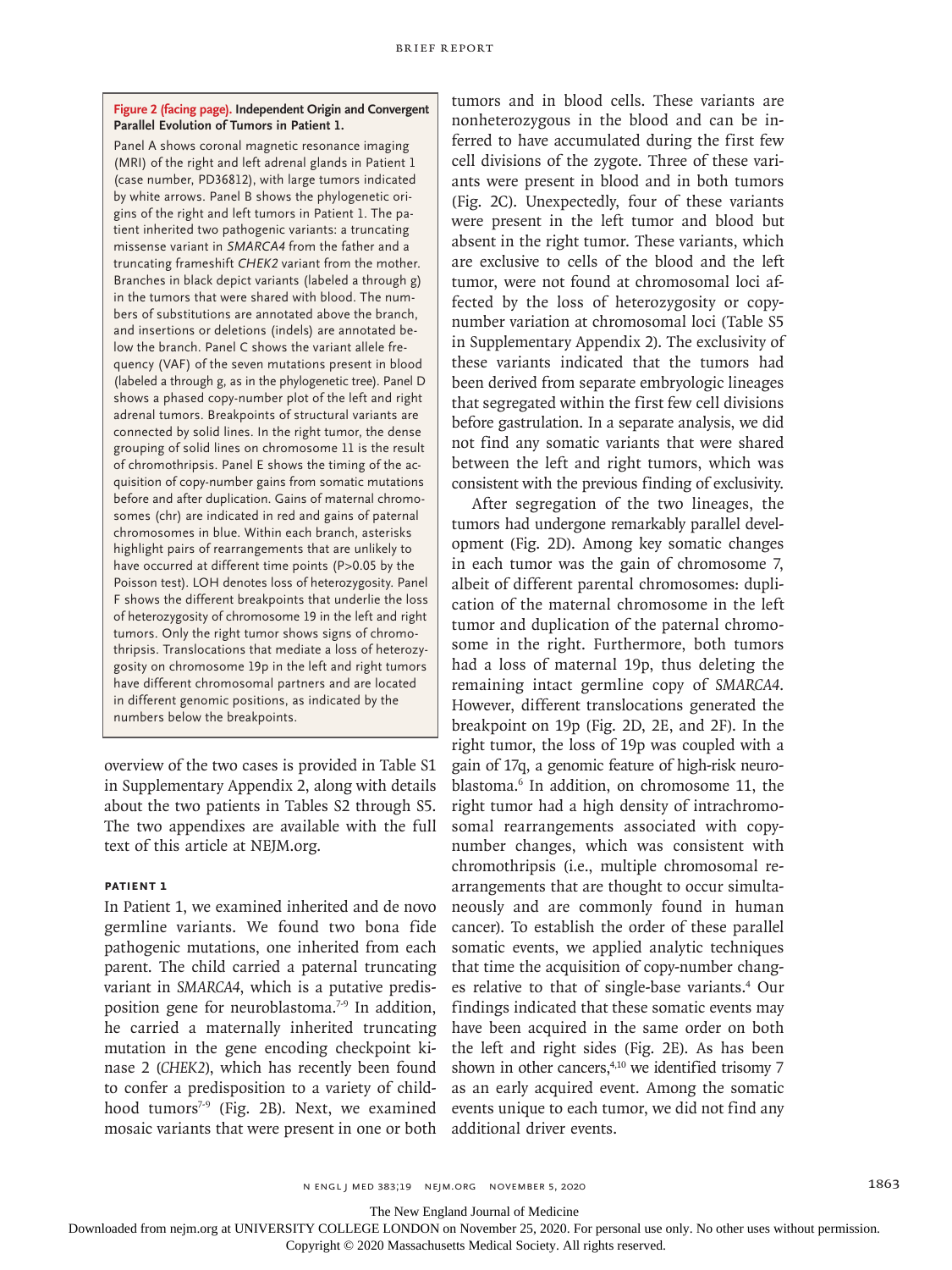**Figure 2 (facing page). Independent Origin and Convergent Parallel Evolution of Tumors in Patient 1.**

Panel A shows coronal magnetic resonance imaging (MRI) of the right and left adrenal glands in Patient 1 (case number, PD36812), with large tumors indicated by white arrows. Panel B shows the phylogenetic origins of the right and left tumors in Patient 1. The patient inherited two pathogenic variants: a truncating missense variant in *SMARCA4* from the father and a truncating frameshift *CHEK2* variant from the mother. Branches in black depict variants (labeled a through g) in the tumors that were shared with blood. The numbers of substitutions are annotated above the branch, and insertions or deletions (indels) are annotated below the branch. Panel C shows the variant allele frequency (VAF) of the seven mutations present in blood (labeled a through g, as in the phylogenetic tree). Panel D shows a phased copy-number plot of the left and right adrenal tumors. Breakpoints of structural variants are connected by solid lines. In the right tumor, the dense grouping of solid lines on chromosome 11 is the result of chromothripsis. Panel E shows the timing of the acquisition of copy-number gains from somatic mutations before and after duplication. Gains of maternal chromosomes (chr) are indicated in red and gains of paternal chromosomes in blue. Within each branch, asterisks highlight pairs of rearrangements that are unlikely to have occurred at different time points (P>0.05 by the Poisson test). LOH denotes loss of heterozygosity. Panel F shows the different breakpoints that underlie the loss of heterozygosity of chromosome 19 in the left and right tumors. Only the right tumor shows signs of chromothripsis. Translocations that mediate a loss of heterozygosity on chromosome 19p in the left and right tumors have different chromosomal partners and are located in different genomic positions, as indicated by the numbers below the breakpoints.

overview of the two cases is provided in Table S1 in Supplementary Appendix 2, along with details about the two patients in Tables S2 through S5. The two appendixes are available with the full text of this article at NEJM.org.

### PATIENT 1

In Patient 1, we examined inherited and de novo germline variants. We found two bona fide pathogenic mutations, one inherited from each parent. The child carried a paternal truncating variant in *SMARCA4*, which is a putative predisposition gene for neuroblastoma.[7-9] In addition, he carried a maternally inherited truncating mutation in the gene encoding checkpoint kinase 2 (*CHEK2*), which has recently been found to confer a predisposition to a variety of childhood tumors[7-9] (Fig. 2B). Next, we examined mosaic variants that were present in one or both tumors and in blood cells. These variants are nonheterozygous in the blood and can be inferred to have accumulated during the first few cell divisions of the zygote. Three of these variants were present in blood and in both tumors (Fig. 2C). Unexpectedly, four of these variants were present in the left tumor and blood but absent in the right tumor. These variants, which are exclusive to cells of the blood and the left tumor, were not found at chromosomal loci affected by the loss of heterozygosity or copy-number variation at chromosomal loci (Table S5 in Supplementary Appendix 2). The exclusivity of these variants indicated that the tumors had been derived from separate embryologic lineages that segregated within the first few cell divisions before gastrulation. In a separate analysis, we did not find any somatic variants that were shared between the left and right tumors, which was consistent with the previous finding of exclusivity.

After segregation of the two lineages, the tumors had undergone remarkably parallel development (Fig. 2D). Among key somatic changes in each tumor was the gain of chromosome 7, albeit of different parental chromosomes: duplication of the maternal chromosome in the left tumor and duplication of the paternal chromosome in the right. Furthermore, both tumors had a loss of maternal 19p, thus deleting the remaining intact germline copy of *SMARCA4*. However, different translocations generated the breakpoint on 19p (Fig. 2D, 2E, and 2F). In the right tumor, the loss of 19p was coupled with a gain of 17q, a genomic feature of high-risk neuroblastoma.[6] In addition, on chromosome 11, the right tumor had a high density of intrachromosomal rearrangements associated with copy-number changes, which was consistent with chromothripsis (i.e., multiple chromosomal rearrangements that are thought to occur simultaneously and are commonly found in human cancer). To establish the order of these parallel somatic events, we applied analytic techniques that time the acquisition of copy-number changes relative to that of single-base variants.[4] Our findings indicated that these somatic events may have been acquired in the same order on both the left and right sides (Fig. 2E). As has been shown in other cancers,[4,10] we identified trisomy 7 as an early acquired event. Among the somatic events unique to each tumor, we did not find any additional driver events.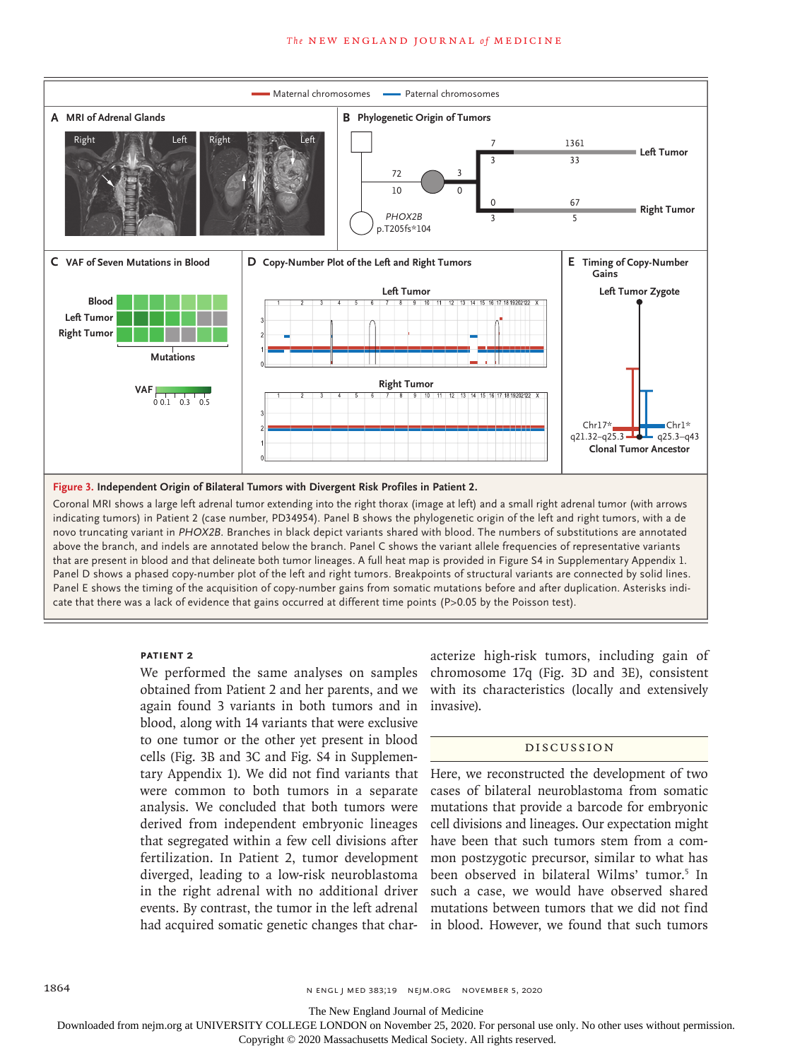**Figure 3. Independent Origin of Bilateral Tumors with Divergent Risk Profiles in Patient 2.**

Coronal MRI shows a large left adrenal tumor extending into the right thorax (image at left) and a small right adrenal tumor (with arrows indicating tumors) in Patient 2 (case number, PD34954). Panel B shows the phylogenetic origin of the left and right tumors, with a de novo truncating variant in *PHOX2B*. Branches in black depict variants shared with blood. The numbers of substitutions are annotated above the branch, and indels are annotated below the branch. Panel C shows the variant allele frequencies of representative variants that are present in blood and that delineate both tumor lineages. A full heat map is provided in Figure S4 in Supplementary Appendix 1. Panel D shows a phased copy-number plot of the left and right tumors. Breakpoints of structural variants are connected by solid lines. Panel E shows the timing of the acquisition of copy-number gains from somatic mutations before and after duplication. Asterisks indicate that there was a lack of evidence that gains occurred at different time points (P>0.05 by the Poisson test).

### Patient 2

We performed the same analyses on samples obtained from Patient 2 and her parents, and we again found 3 variants in both tumors and in blood, along with 14 variants that were exclusive to one tumor or the other yet present in blood cells (Fig. 3B and 3C and Fig. S4 in Supplementary Appendix 1). We did not find variants that were common to both tumors in a separate analysis. We concluded that both tumors were derived from independent embryonic lineages that segregated within a few cell divisions after fertilization. In Patient 2, tumor development diverged, leading to a low-risk neuroblastoma in the right adrenal with no additional driver events. By contrast, the tumor in the left adrenal had acquired somatic genetic changes that characterize high-risk tumors, including gain of chromosome 17q (Fig. 3D and 3E), consistent with its characteristics (locally and extensively invasive).

## Discussion

Here, we reconstructed the development of two cases of bilateral neuroblastoma from somatic mutations that provide a barcode for embryonic cell divisions and lineages. Our expectation might have been that such tumors stem from a common postzygotic precursor, similar to what has been observed in bilateral Wilms' tumor.[5] In such a case, we would have observed shared mutations between tumors that we did not find in blood. However, we found that such tumors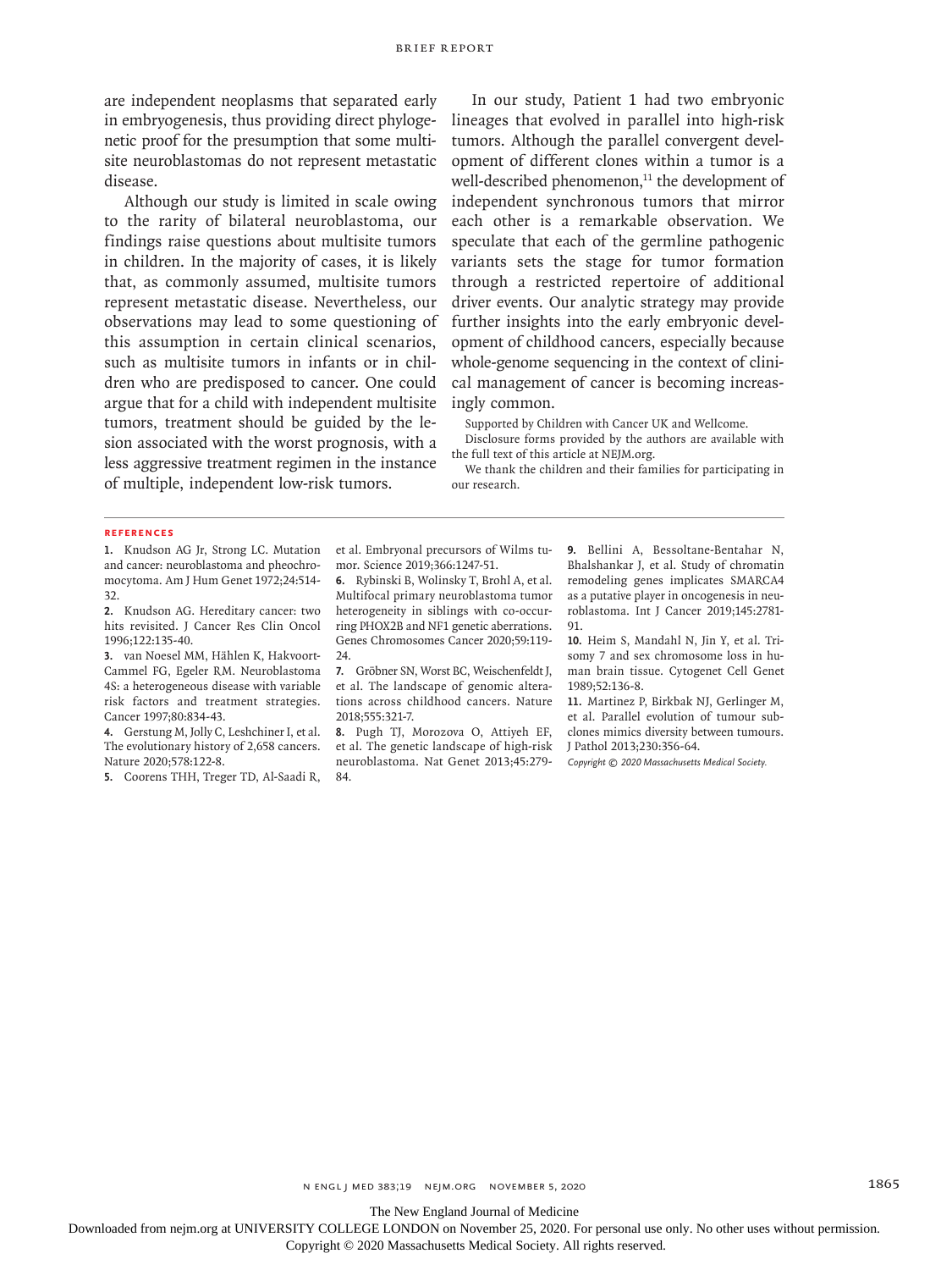are independent neoplasms that separated early in embryogenesis, thus providing direct phylogenetic proof for the presumption that some multisite neuroblastomas do not represent metastatic disease.

Although our study is limited in scale owing to the rarity of bilateral neuroblastoma, our findings raise questions about multisite tumors in children. In the majority of cases, it is likely that, as commonly assumed, multisite tumors represent metastatic disease. Nevertheless, our observations may lead to some questioning of this assumption in certain clinical scenarios, such as multisite tumors in infants or in children who are predisposed to cancer. One could argue that for a child with independent multisite tumors, treatment should be guided by the lesion associated with the worst prognosis, with a less aggressive treatment regimen in the instance of multiple, independent low-risk tumors.

In our study, Patient 1 had two embryonic lineages that evolved in parallel into high-risk tumors. Although the parallel convergent development of different clones within a tumor is a well-described phenomenon,[11] the development of independent synchronous tumors that mirror each other is a remarkable observation. We speculate that each of the germline pathogenic variants sets the stage for tumor formation through a restricted repertoire of additional driver events. Our analytic strategy may provide further insights into the early embryonic development of childhood cancers, especially because whole-genome sequencing in the context of clinical management of cancer is becoming increasingly common.

Supported by Children with Cancer UK and Wellcome.

Disclosure forms provided by the authors are available with the full text of this article at NEJM.org.

We thank the children and their families for participating in our research.

## References

1. Knudson AG Jr, Strong LC. Mutation and cancer: neuroblastoma and pheochromocytoma. Am J Hum Genet 1972;24:514-32.
2. Knudson AG. Hereditary cancer: two hits revisited. J Cancer Res Clin Oncol 1996;122:135-40.
3. van Noesel MM, Hählen K, Hakvoort-Cammel FG, Egeler RM. Neuroblastoma 4S: a heterogeneous disease with variable risk factors and treatment strategies. Cancer 1997;80:834-43.
4. Gerstung M, Jolly C, Leshchiner I, et al. The evolutionary history of 2,658 cancers. Nature 2020;578:122-8.
5. Coorens THH, Treger TD, Al-Saadi R, et al. Embryonal precursors of Wilms tumor. Science 2019;366:1247-51.
6. Rybinski B, Wolinsky T, Brohl A, et al. Multifocal primary neuroblastoma tumor heterogeneity in siblings with co-occurring PHOX2B and NF1 genetic aberrations. Genes Chromosomes Cancer 2020;59:119-24.
7. Gröbner SN, Worst BC, Weischenfeldt J, et al. The landscape of genomic alterations across childhood cancers. Nature 2018;555:321-7.
8. Pugh TJ, Morozova O, Attiyeh EF, et al. The genetic landscape of high-risk neuroblastoma. Nat Genet 2013;45:279-84.
9. Bellini A, Bessoltane-Bentahar N, Bhalshankar J, et al. Study of chromatin remodeling genes implicates SMARCA4 as a putative player in oncogenesis in neuroblastoma. Int J Cancer 2019;145:2781-91.
10. Heim S, Mandahl N, Jin Y, et al. Trisomy 7 and sex chromosome loss in human brain tissue. Cytogenet Cell Genet 1989;52:136-8.
11. Martinez P, Birkbak NJ, Gerlinger M, et al. Parallel evolution of tumour subclones mimics diversity between tumours. J Pathol 2013;230:356-64.

*Copyright © 2020 Massachusetts Medical Society.*